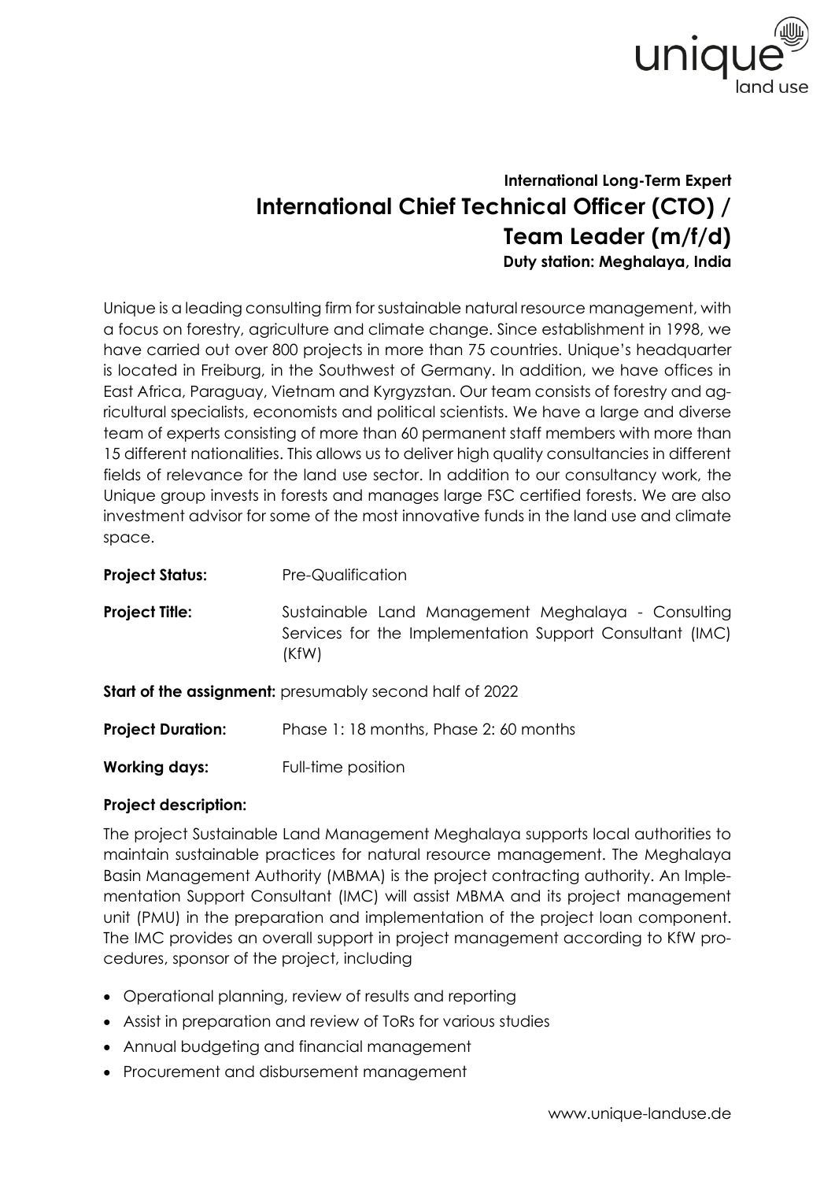**International Long-Term Expert**

# International Chief Technical Officer (CTO) / Team Leader (m/f/d)

**Duty station: Meghalaya, India**

Unique is a leading consulting firm for sustainable natural resource management, with a focus on forestry, agriculture and climate change. Since establishment in 1998, we have carried out over 800 projects in more than 75 countries. Unique's headquarter is located in Freiburg, in the Southwest of Germany. In addition, we have offices in East Africa, Paraguay, Vietnam and Kyrgyzstan. Our team consists of forestry and agricultural specialists, economists and political scientists. We have a large and diverse team of experts consisting of more than 60 permanent staff members with more than 15 different nationalities. This allows us to deliver high quality consultancies in different fields of relevance for the land use sector. In addition to our consultancy work, the Unique group invests in forests and manages large FSC certified forests. We are also investment advisor for some of the most innovative funds in the land use and climate space.

**Project Status:** Pre-Qualification

**Project Title:** Sustainable Land Management Meghalaya - Consulting Services for the Implementation Support Consultant (IMC) (KfW)

**Start of the assignment:** presumably second half of 2022

**Project Duration:** Phase 1: 18 months, Phase 2: 60 months

**Working days:** Full-time position

**Project description:**

The project Sustainable Land Management Meghalaya supports local authorities to maintain sustainable practices for natural resource management. The Meghalaya Basin Management Authority (MBMA) is the project contracting authority. An Implementation Support Consultant (IMC) will assist MBMA and its project management unit (PMU) in the preparation and implementation of the project loan component. The IMC provides an overall support in project management according to KfW procedures, sponsor of the project, including

- Operational planning, review of results and reporting
- Assist in preparation and review of ToRs for various studies
- Annual budgeting and financial management
- Procurement and disbursement management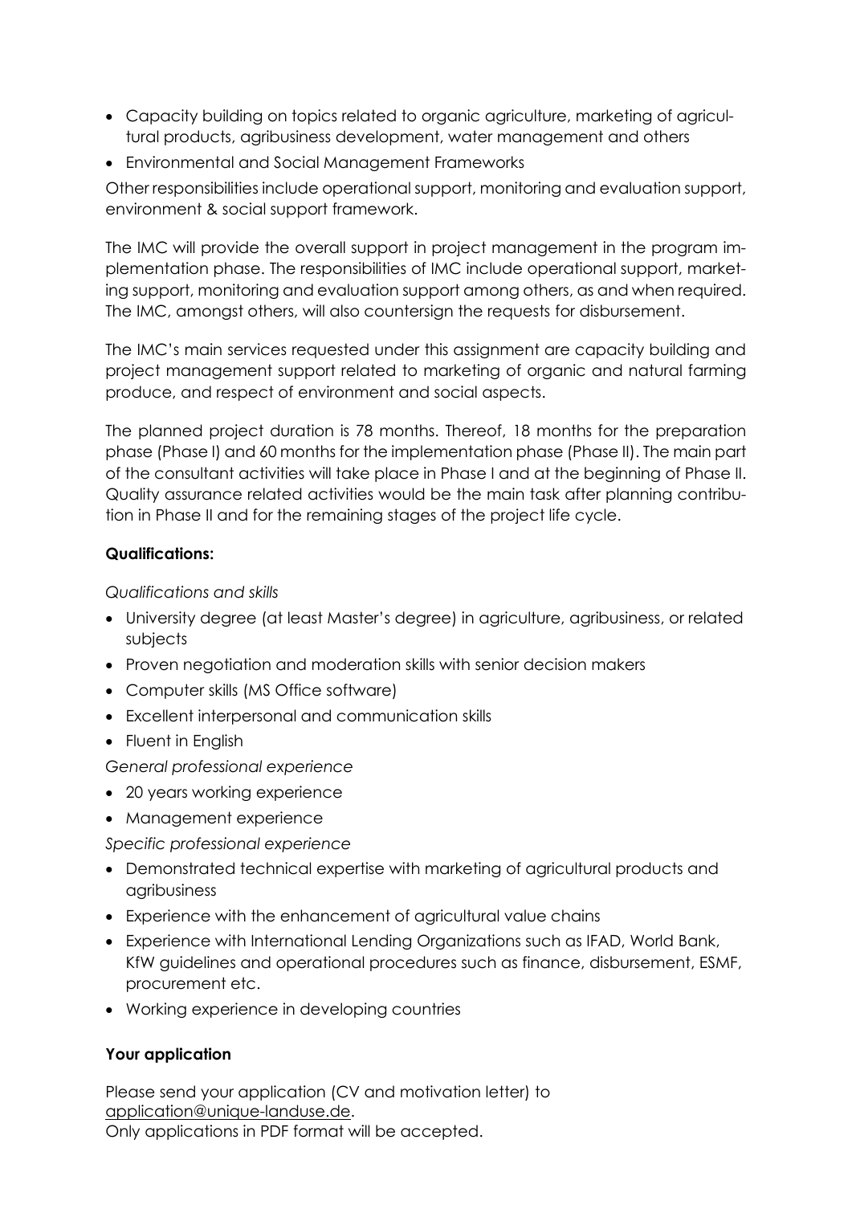- Capacity building on topics related to organic agriculture, marketing of agricultural products, agribusiness development, water management and others
- Environmental and Social Management Frameworks

Other responsibilities include operational support, monitoring and evaluation support, environment & social support framework.

The IMC will provide the overall support in project management in the program implementation phase. The responsibilities of IMC include operational support, marketing support, monitoring and evaluation support among others, as and when required. The IMC, amongst others, will also countersign the requests for disbursement.

The IMC's main services requested under this assignment are capacity building and project management support related to marketing of organic and natural farming produce, and respect of environment and social aspects.

The planned project duration is 78 months. Thereof, 18 months for the preparation phase (Phase I) and 60 months for the implementation phase (Phase II). The main part of the consultant activities will take place in Phase I and at the beginning of Phase II. Quality assurance related activities would be the main task after planning contribution in Phase II and for the remaining stages of the project life cycle.

**Qualifications:**

*Qualifications and skills*

- University degree (at least Master's degree) in agriculture, agribusiness, or related subjects
- Proven negotiation and moderation skills with senior decision makers
- Computer skills (MS Office software)
- Excellent interpersonal and communication skills
- Fluent in English

*General professional experience*

- 20 years working experience
- Management experience

*Specific professional experience*

- Demonstrated technical expertise with marketing of agricultural products and agribusiness
- Experience with the enhancement of agricultural value chains
- Experience with International Lending Organizations such as IFAD, World Bank, KfW guidelines and operational procedures such as finance, disbursement, ESMF, procurement etc.
- Working experience in developing countries

**Your application**

Please send your application (CV and motivation letter) to application@unique-landuse.de.
Only applications in PDF format will be accepted.